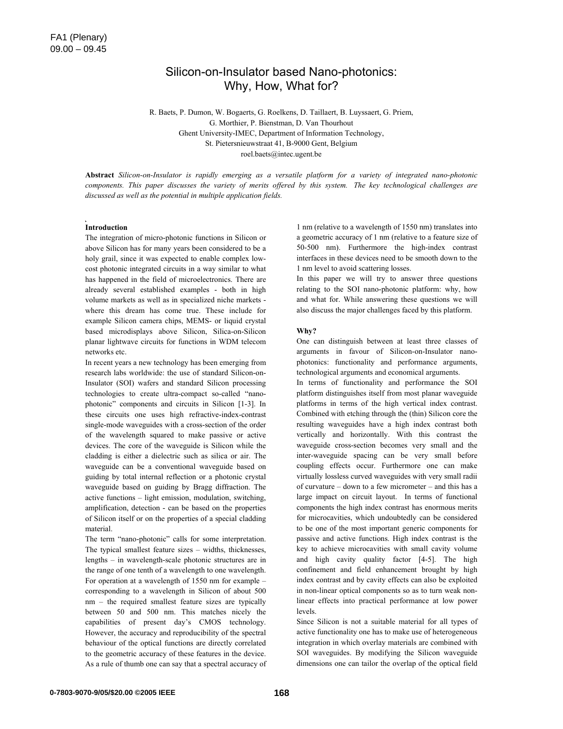FA1 (Plenary)
09.00 – 09.45

# Silicon-on-Insulator based Nano-photonics: Why, How, What for?

R. Baets, P. Dumon, W. Bogaerts, G. Roelkens, D. Taillaert, B. Luyssaert, G. Priem, G. Morthier, P. Bienstman, D. Van Thourhout
Ghent University-IMEC, Department of Information Technology, St. Pietersnieuwstraat 41, B-9000 Gent, Belgium
roel.baets@intec.ugent.be

**Abstract** *Silicon-on-Insulator is rapidly emerging as a versatile platform for a variety of integrated nano-photonic components. This paper discusses the variety of merits offered by this system. The key technological challenges are discussed as well as the potential in multiple application fields.*

## Introduction

The integration of micro-photonic functions in Silicon or above Silicon has for many years been considered to be a holy grail, since it was expected to enable complex low-cost photonic integrated circuits in a way similar to what has happened in the field of microelectronics. There are already several established examples - both in high volume markets as well as in specialized niche markets - where this dream has come true. These include for example Silicon camera chips, MEMS- or liquid crystal based microdisplays above Silicon, Silica-on-Silicon planar lightwave circuits for functions in WDM telecom networks etc.

In recent years a new technology has been emerging from research labs worldwide: the use of standard Silicon-on-Insulator (SOI) wafers and standard Silicon processing technologies to create ultra-compact so-called "nano-photonic" components and circuits in Silicon [1-3]. In these circuits one uses high refractive-index-contrast single-mode waveguides with a cross-section of the order of the wavelength squared to make passive or active devices. The core of the waveguide is Silicon while the cladding is either a dielectric such as silica or air. The waveguide can be a conventional waveguide based on guiding by total internal reflection or a photonic crystal waveguide based on guiding by Bragg diffraction. The active functions – light emission, modulation, switching, amplification, detection - can be based on the properties of Silicon itself or on the properties of a special cladding material.

The term "nano-photonic" calls for some interpretation. The typical smallest feature sizes – widths, thicknesses, lengths – in wavelength-scale photonic structures are in the range of one tenth of a wavelength to one wavelength. For operation at a wavelength of 1550 nm for example – corresponding to a wavelength in Silicon of about 500 nm – the required smallest feature sizes are typically between 50 and 500 nm. This matches nicely the capabilities of present day's CMOS technology. However, the accuracy and reproducibility of the spectral behaviour of the optical functions are directly correlated to the geometric accuracy of these features in the device. As a rule of thumb one can say that a spectral accuracy of 1 nm (relative to a wavelength of 1550 nm) translates into a geometric accuracy of 1 nm (relative to a feature size of 50-500 nm). Furthermore the high-index contrast interfaces in these devices need to be smooth down to the 1 nm level to avoid scattering losses.

In this paper we will try to answer three questions relating to the SOI nano-photonic platform: why, how and what for. While answering these questions we will also discuss the major challenges faced by this platform.

## Why?

One can distinguish between at least three classes of arguments in favour of Silicon-on-Insulator nano-photonics: functionality and performance arguments, technological arguments and economical arguments.

In terms of functionality and performance the SOI platform distinguishes itself from most planar waveguide platforms in terms of the high vertical index contrast. Combined with etching through the (thin) Silicon core the resulting waveguides have a high index contrast both vertically and horizontally. With this contrast the waveguide cross-section becomes very small and the inter-waveguide spacing can be very small before coupling effects occur. Furthermore one can make virtually lossless curved waveguides with very small radii of curvature – down to a few micrometer – and this has a large impact on circuit layout. In terms of functional components the high index contrast has enormous merits for microcavities, which undoubtedly can be considered to be one of the most important generic components for passive and active functions. High index contrast is the key to achieve microcavities with small cavity volume and high cavity quality factor [4-5]. The high confinement and field enhancement brought by high index contrast and by cavity effects can also be exploited in non-linear optical components so as to turn weak non-linear effects into practical performance at low power levels.

Since Silicon is not a suitable material for all types of active functionality one has to make use of heterogeneous integration in which overlay materials are combined with SOI waveguides. By modifying the Silicon waveguide dimensions one can tailor the overlap of the optical field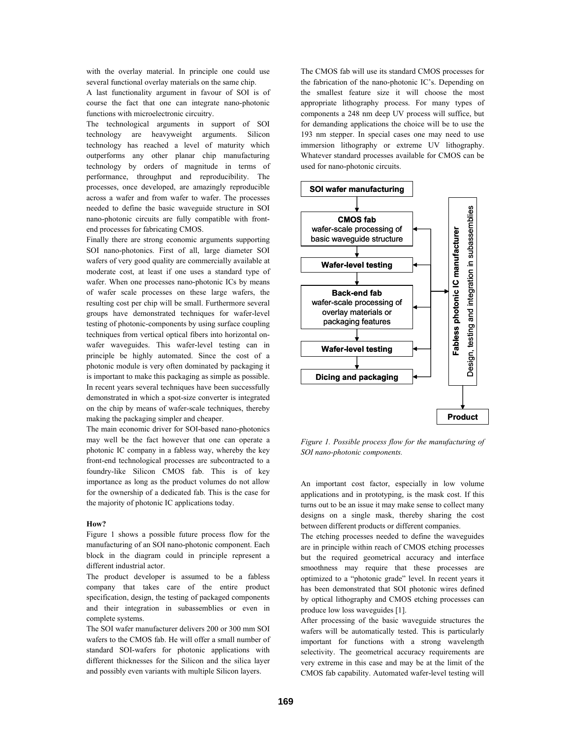with the overlay material. In principle one could use several functional overlay materials on the same chip.

A last functionality argument in favour of SOI is of course the fact that one can integrate nano-photonic functions with microelectronic circuitry.

The technological arguments in support of SOI technology are heavyweight arguments. Silicon technology has reached a level of maturity which outperforms any other planar chip manufacturing technology by orders of magnitude in terms of performance, throughput and reproducibility. The processes, once developed, are amazingly reproducible across a wafer and from wafer to wafer. The processes needed to define the basic waveguide structure in SOI nano-photonic circuits are fully compatible with front-end processes for fabricating CMOS.

Finally there are strong economic arguments supporting SOI nano-photonics. First of all, large diameter SOI wafers of very good quality are commercially available at moderate cost, at least if one uses a standard type of wafer. When one processes nano-photonic ICs by means of wafer scale processes on these large wafers, the resulting cost per chip will be small. Furthermore several groups have demonstrated techniques for wafer-level testing of photonic-components by using surface coupling techniques from vertical optical fibers into horizontal on-wafer waveguides. This wafer-level testing can in principle be highly automated. Since the cost of a photonic module is very often dominated by packaging it is important to make this packaging as simple as possible. In recent years several techniques have been successfully demonstrated in which a spot-size converter is integrated on the chip by means of wafer-scale techniques, thereby making the packaging simpler and cheaper.

The main economic driver for SOI-based nano-photonics may well be the fact however that one can operate a photonic IC company in a fabless way, whereby the key front-end technological processes are subcontracted to a foundry-like Silicon CMOS fab. This is of key importance as long as the product volumes do not allow for the ownership of a dedicated fab. This is the case for the majority of photonic IC applications today.

**How?**

Figure 1 shows a possible future process flow for the manufacturing of an SOI nano-photonic component. Each block in the diagram could in principle represent a different industrial actor.

The product developer is assumed to be a fabless company that takes care of the entire product specification, design, the testing of packaged components and their integration in subassemblies or even in complete systems.

The SOI wafer manufacturer delivers 200 or 300 mm SOI wafers to the CMOS fab. He will offer a small number of standard SOI-wafers for photonic applications with different thicknesses for the Silicon and the silica layer and possibly even variants with multiple Silicon layers.

The CMOS fab will use its standard CMOS processes for the fabrication of the nano-photonic IC's. Depending on the smallest feature size it will choose the most appropriate lithography process. For many types of components a 248 nm deep UV process will suffice, but for demanding applications the choice will be to use the 193 nm stepper. In special cases one may need to use immersion lithography or extreme UV lithography. Whatever standard processes available for CMOS can be used for nano-photonic circuits.

SOI wafer manufacturing → CMOS fab (wafer-scale processing of basic waveguide structure) → Wafer-level testing → Back-end fab (wafer-scale processing of overlay materials or packaging features) → Wafer-level testing → Dicing and packaging

Fabless photonic IC manufacturer — Design, testing and integration in subassemblies → Product

*Figure 1. Possible process flow for the manufacturing of SOI nano-photonic components.*

An important cost factor, especially in low volume applications and in prototyping, is the mask cost. If this turns out to be an issue it may make sense to collect many designs on a single mask, thereby sharing the cost between different products or different companies.

The etching processes needed to define the waveguides are in principle within reach of CMOS etching processes but the required geometrical accuracy and interface smoothness may require that these processes are optimized to a "photonic grade" level. In recent years it has been demonstrated that SOI photonic wires defined by optical lithography and CMOS etching processes can produce low loss waveguides [1].

After processing of the basic waveguide structures the wafers will be automatically tested. This is particularly important for functions with a strong wavelength selectivity. The geometrical accuracy requirements are very extreme in this case and may be at the limit of the CMOS fab capability. Automated wafer-level testing will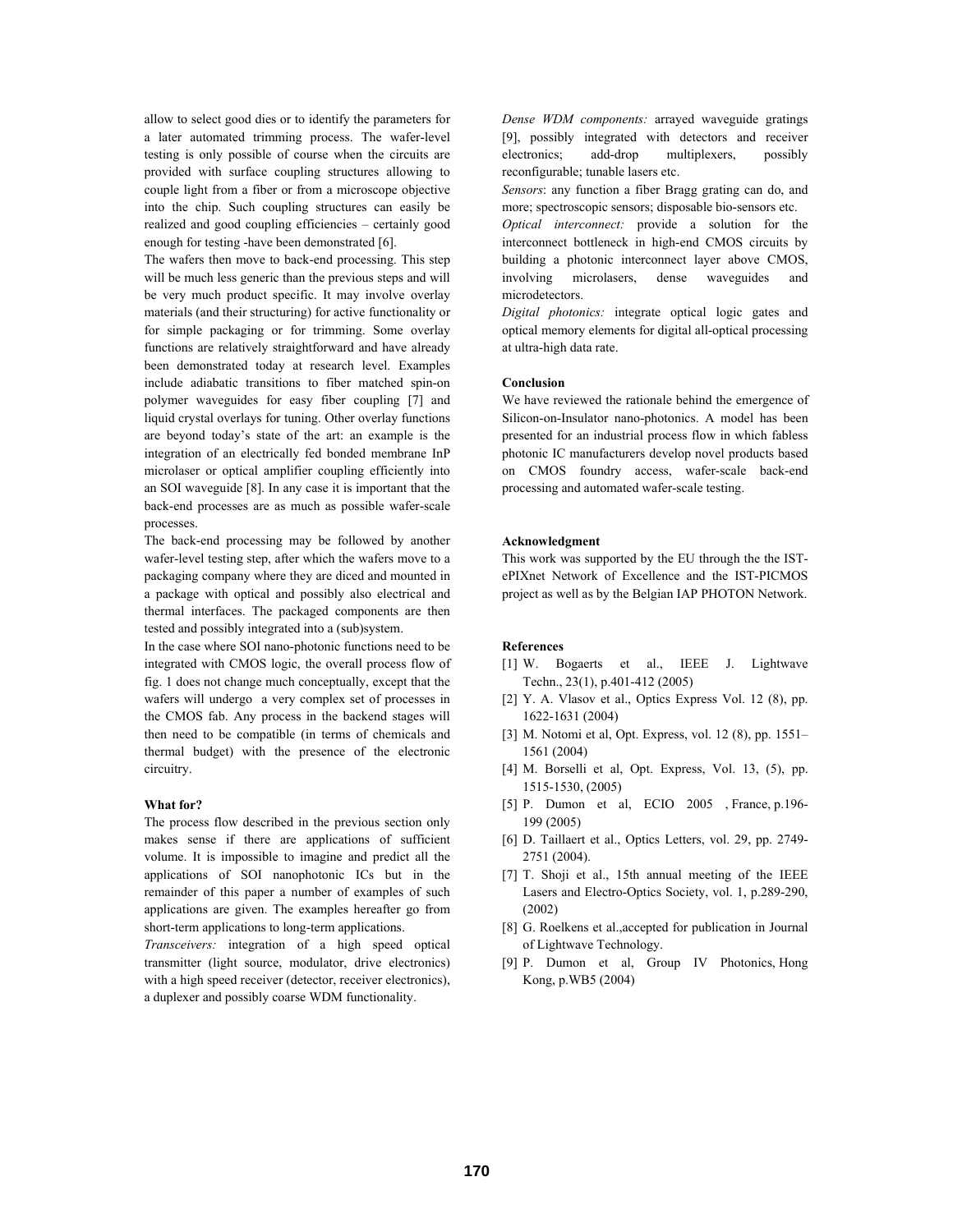allow to select good dies or to identify the parameters for a later automated trimming process. The wafer-level testing is only possible of course when the circuits are provided with surface coupling structures allowing to couple light from a fiber or from a microscope objective into the chip. Such coupling structures can easily be realized and good coupling efficiencies – certainly good enough for testing -have been demonstrated [6].

The wafers then move to back-end processing. This step will be much less generic than the previous steps and will be very much product specific. It may involve overlay materials (and their structuring) for active functionality or for simple packaging or for trimming. Some overlay functions are relatively straightforward and have already been demonstrated today at research level. Examples include adiabatic transitions to fiber matched spin-on polymer waveguides for easy fiber coupling [7] and liquid crystal overlays for tuning. Other overlay functions are beyond today's state of the art: an example is the integration of an electrically fed bonded membrane InP microlaser or optical amplifier coupling efficiently into an SOI waveguide [8]. In any case it is important that the back-end processes are as much as possible wafer-scale processes.

The back-end processing may be followed by another wafer-level testing step, after which the wafers move to a packaging company where they are diced and mounted in a package with optical and possibly also electrical and thermal interfaces. The packaged components are then tested and possibly integrated into a (sub)system.

In the case where SOI nano-photonic functions need to be integrated with CMOS logic, the overall process flow of fig. 1 does not change much conceptually, except that the wafers will undergo a very complex set of processes in the CMOS fab. Any process in the backend stages will then need to be compatible (in terms of chemicals and thermal budget) with the presence of the electronic circuitry.

### What for?

The process flow described in the previous section only makes sense if there are applications of sufficient volume. It is impossible to imagine and predict all the applications of SOI nanophotonic ICs but in the remainder of this paper a number of examples of such applications are given. The examples hereafter go from short-term applications to long-term applications.

*Transceivers:* integration of a high speed optical transmitter (light source, modulator, drive electronics) with a high speed receiver (detector, receiver electronics), a duplexer and possibly coarse WDM functionality.

*Dense WDM components:* arrayed waveguide gratings [9], possibly integrated with detectors and receiver electronics; add-drop multiplexers, possibly reconfigurable; tunable lasers etc.

*Sensors*: any function a fiber Bragg grating can do, and more; spectroscopic sensors; disposable bio-sensors etc.

*Optical interconnect:* provide a solution for the interconnect bottleneck in high-end CMOS circuits by building a photonic interconnect layer above CMOS, involving microlasers, dense waveguides and microdetectors.

*Digital photonics:* integrate optical logic gates and optical memory elements for digital all-optical processing at ultra-high data rate.

### Conclusion

We have reviewed the rationale behind the emergence of Silicon-on-Insulator nano-photonics. A model has been presented for an industrial process flow in which fabless photonic IC manufacturers develop novel products based on CMOS foundry access, wafer-scale back-end processing and automated wafer-scale testing.

### Acknowledgment

This work was supported by the EU through the the IST-ePIXnet Network of Excellence and the IST-PICMOS project as well as by the Belgian IAP PHOTON Network.

### References

[1] W. Bogaerts et al., IEEE J. Lightwave Techn., 23(1), p.401-412 (2005)

[2] Y. A. Vlasov et al., Optics Express Vol. 12 (8), pp. 1622-1631 (2004)

[3] M. Notomi et al, Opt. Express, vol. 12 (8), pp. 1551–1561 (2004)

[4] M. Borselli et al, Opt. Express, Vol. 13, (5), pp. 1515-1530, (2005)

[5] P. Dumon et al, ECIO 2005 , France, p.196-199 (2005)

[6] D. Taillaert et al., Optics Letters, vol. 29, pp. 2749-2751 (2004).

[7] T. Shoji et al., 15th annual meeting of the IEEE Lasers and Electro-Optics Society, vol. 1, p.289-290, (2002)

[8] G. Roelkens et al.,accepted for publication in Journal of Lightwave Technology.

[9] P. Dumon et al, Group IV Photonics, Hong Kong, p.WB5 (2004)